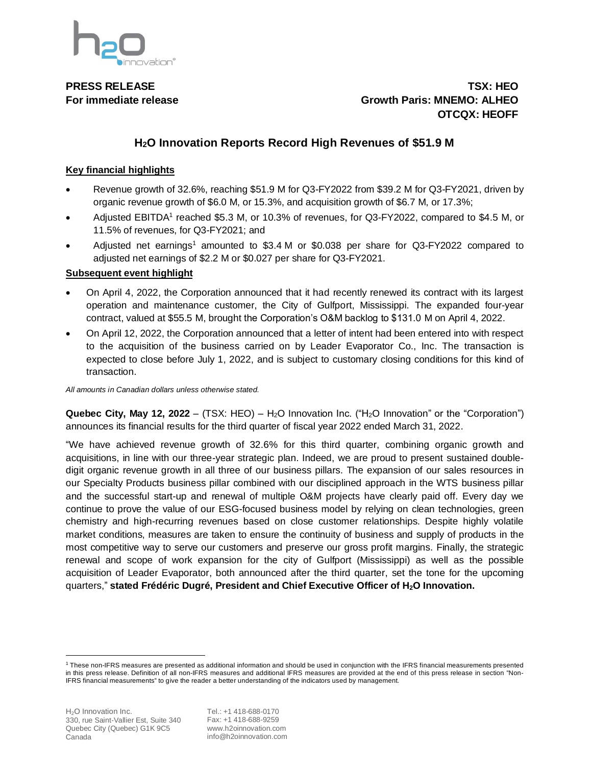**PRESS RELEASE**
**For immediate release**

**TSX: HEO**
**Growth Paris: MNEMO: ALHEO**
**OTCQX: HEOFF**

# $H_2O$ Innovation Reports Record High Revenues of $51.9 M

## Key financial highlights

- Revenue growth of 32.6%, reaching $51.9 M for Q3-FY2022 from $39.2 M for Q3-FY2021, driven by organic revenue growth of $6.0 M, or 15.3%, and acquisition growth of $6.7 M, or 17.3%;
- Adjusted EBITDA[1] reached $5.3 M, or 10.3% of revenues, for Q3-FY2022, compared to $4.5 M, or 11.5% of revenues, for Q3-FY2021; and
- Adjusted net earnings[1] amounted to $3.4 M or $0.038 per share for Q3-FY2022 compared to adjusted net earnings of $2.2 M or $0.027 per share for Q3-FY2021.

## Subsequent event highlight

- On April 4, 2022, the Corporation announced that it had recently renewed its contract with its largest operation and maintenance customer, the City of Gulfport, Mississippi. The expanded four-year contract, valued at $55.5 M, brought the Corporation's O&M backlog to $131.0 M on April 4, 2022.
- On April 12, 2022, the Corporation announced that a letter of intent had been entered into with respect to the acquisition of the business carried on by Leader Evaporator Co., Inc. The transaction is expected to close before July 1, 2022, and is subject to customary closing conditions for this kind of transaction.

*All amounts in Canadian dollars unless otherwise stated.*

**Quebec City, May 12, 2022** – (TSX: HEO) – $H_2O$ Innovation Inc. ("$H_2O$ Innovation" or the "Corporation") announces its financial results for the third quarter of fiscal year 2022 ended March 31, 2022.

"We have achieved revenue growth of 32.6% for this third quarter, combining organic growth and acquisitions, in line with our three-year strategic plan. Indeed, we are proud to present sustained double-digit organic revenue growth in all three of our business pillars. The expansion of our sales resources in our Specialty Products business pillar combined with our disciplined approach in the WTS business pillar and the successful start-up and renewal of multiple O&M projects have clearly paid off. Every day we continue to prove the value of our ESG-focused business model by relying on clean technologies, green chemistry and high-recurring revenues based on close customer relationships. Despite highly volatile market conditions, measures are taken to ensure the continuity of business and supply of products in the most competitive way to serve our customers and preserve our gross profit margins. Finally, the strategic renewal and scope of work expansion for the city of Gulfport (Mississippi) as well as the possible acquisition of Leader Evaporator, both announced after the third quarter, set the tone for the upcoming quarters," **stated Frédéric Dugré, President and Chief Executive Officer of $H_2O$ Innovation.**

[1] These non-IFRS measures are presented as additional information and should be used in conjunction with the IFRS financial measurements presented in this press release. Definition of all non-IFRS measures and additional IFRS measures are provided at the end of this press release in section "Non-IFRS financial measurements" to give the reader a better understanding of the indicators used by management.

$H_2O$ Innovation Inc.
330, rue Saint-Vallier Est, Suite 340
Quebec City (Quebec) G1K 9C5
Canada

Tel.: +1 418-688-0170
Fax: +1 418-688-9259
www.h2oinnovation.com
info@h2oinnovation.com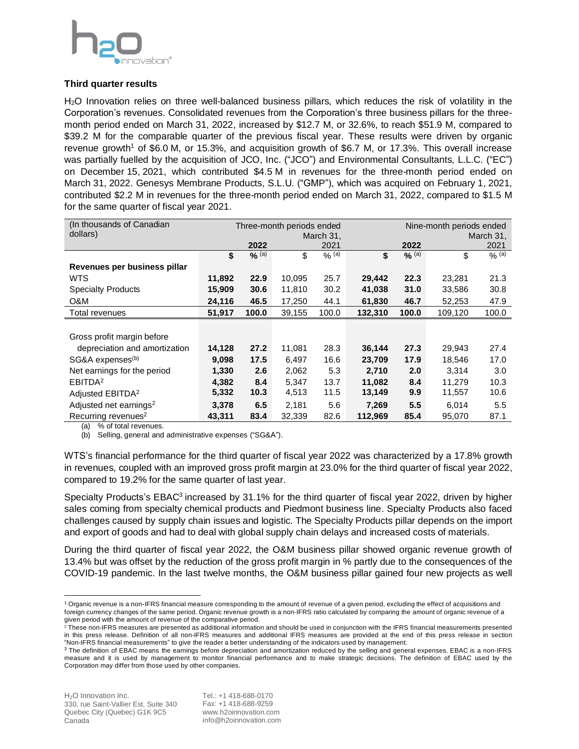### Third quarter results

$H_2O$ Innovation relies on three well-balanced business pillars, which reduces the risk of volatility in the Corporation's revenues. Consolidated revenues from the Corporation's three business pillars for the three-month period ended on March 31, 2022, increased by $12.7 M, or 32.6%, to reach $51.9 M, compared to $39.2 M for the comparable quarter of the previous fiscal year. These results were driven by organic revenue growth[1] of $6.0 M, or 15.3%, and acquisition growth of $6.7 M, or 17.3%. This overall increase was partially fuelled by the acquisition of JCO, Inc. ("JCO") and Environmental Consultants, L.L.C. ("EC") on December 15, 2021, which contributed $4.5 M in revenues for the three-month period ended on March 31, 2022. Genesys Membrane Products, S.L.U. ("GMP"), which was acquired on February 1, 2021, contributed $2.2 M in revenues for the three-month period ended on March 31, 2022, compared to $1.5 M for the same quarter of fiscal year 2021.

| (In thousands of Canadian dollars) | Three-month periods ended March 31, | | | | Nine-month periods ended March 31, | | | |
|---|---|---|---|---|---|---|---|---|
| | **2022** | | 2021 | | **2022** | | 2021 | |
| | **$** | **% (a)** | $ | % (a) | **$** | **% (a)** | $ | % (a) |
| **Revenues per business pillar** | | | | | | | | |
| WTS | **11,892** | **22.9** | 10,095 | 25.7 | **29,442** | **22.3** | 23,281 | 21.3 |
| Specialty Products | **15,909** | **30.6** | 11,810 | 30.2 | **41,038** | **31.0** | 33,586 | 30.8 |
| O&M | **24,116** | **46.5** | 17,250 | 44.1 | **61,830** | **46.7** | 52,253 | 47.9 |
| Total revenues | **51,917** | **100.0** | 39,155 | 100.0 | **132,310** | **100.0** | 109,120 | 100.0 |
| | | | | | | | | |
| Gross profit margin before depreciation and amortization | **14,128** | **27.2** | 11,081 | 28.3 | **36,144** | **27.3** | 29,943 | 27.4 |
| SG&A expenses(b) | **9,098** | **17.5** | 6,497 | 16.6 | **23,709** | **17.9** | 18,546 | 17.0 |
| Net earnings for the period | **1,330** | **2.6** | 2,062 | 5.3 | **2,710** | **2.0** | 3,314 | 3.0 |
| EBITDA[2] | **4,382** | **8.4** | 5,347 | 13.7 | **11,082** | **8.4** | 11,279 | 10.3 |
| Adjusted EBITDA[2] | **5,332** | **10.3** | 4,513 | 11.5 | **13,149** | **9.9** | 11,557 | 10.6 |
| Adjusted net earnings[2] | **3,378** | **6.5** | 2,181 | 5.6 | **7,269** | **5.5** | 6,014 | 5.5 |
| Recurring revenues[2] | **43,311** | **83.4** | 32,339 | 82.6 | **112,969** | **85.4** | 95,070 | 87.1 |

(a) % of total revenues.
(b) Selling, general and administrative expenses ("SG&A").

WTS's financial performance for the third quarter of fiscal year 2022 was characterized by a 17.8% growth in revenues, coupled with an improved gross profit margin at 23.0% for the third quarter of fiscal year 2022, compared to 19.2% for the same quarter of last year.

Specialty Products's EBAC[3] increased by 31.1% for the third quarter of fiscal year 2022, driven by higher sales coming from specialty chemical products and Piedmont business line. Specialty Products also faced challenges caused by supply chain issues and logistic. The Specialty Products pillar depends on the import and export of goods and had to deal with global supply chain delays and increased costs of materials.

During the third quarter of fiscal year 2022, the O&M business pillar showed organic revenue growth of 13.4% but was offset by the reduction of the gross profit margin in % partly due to the consequences of the COVID-19 pandemic. In the last twelve months, the O&M business pillar gained four new projects as well

[1] Organic revenue is a non-IFRS financial measure corresponding to the amount of revenue of a given period, excluding the effect of acquisitions and foreign currency changes of the same period. Organic revenue growth is a non-IFRS ratio calculated by comparing the amount of organic revenue of a given period with the amount of revenue of the comparative period.

[2] These non-IFRS measures are presented as additional information and should be used in conjunction with the IFRS financial measurements presented in this press release. Definition of all non-IFRS measures and additional IFRS measures are provided at the end of this press release in section "Non-IFRS financial measurements" to give the reader a better understanding of the indicators used by management.

[3] The definition of EBAC means the earnings before depreciation and amortization reduced by the selling and general expenses. EBAC is a non-IFRS measure and it is used by management to monitor financial performance and to make strategic decisions. The definition of EBAC used by the Corporation may differ from those used by other companies.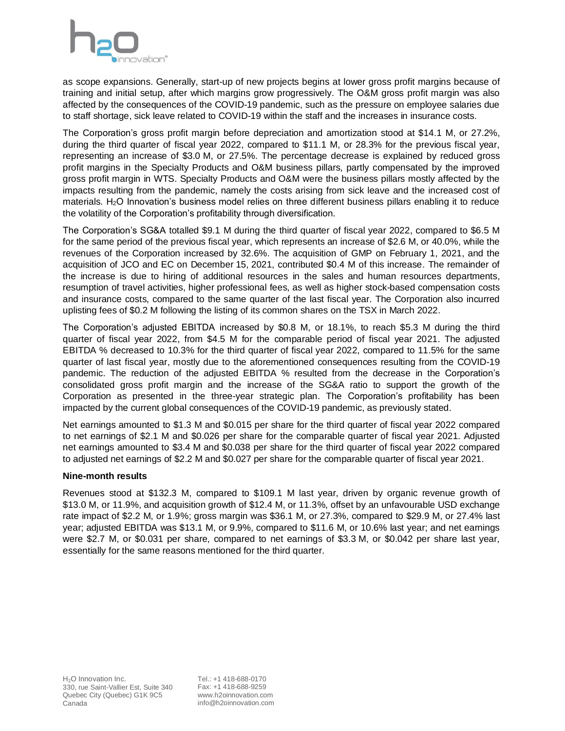as scope expansions. Generally, start-up of new projects begins at lower gross profit margins because of training and initial setup, after which margins grow progressively. The O&M gross profit margin was also affected by the consequences of the COVID-19 pandemic, such as the pressure on employee salaries due to staff shortage, sick leave related to COVID-19 within the staff and the increases in insurance costs.

The Corporation's gross profit margin before depreciation and amortization stood at $14.1 M, or 27.2%, during the third quarter of fiscal year 2022, compared to $11.1 M, or 28.3% for the previous fiscal year, representing an increase of $3.0 M, or 27.5%. The percentage decrease is explained by reduced gross profit margins in the Specialty Products and O&M business pillars, partly compensated by the improved gross profit margin in WTS. Specialty Products and O&M were the business pillars mostly affected by the impacts resulting from the pandemic, namely the costs arising from sick leave and the increased cost of materials. $H_2O$ Innovation's business model relies on three different business pillars enabling it to reduce the volatility of the Corporation's profitability through diversification.

The Corporation's SG&A totalled $9.1 M during the third quarter of fiscal year 2022, compared to $6.5 M for the same period of the previous fiscal year, which represents an increase of $2.6 M, or 40.0%, while the revenues of the Corporation increased by 32.6%. The acquisition of GMP on February 1, 2021, and the acquisition of JCO and EC on December 15, 2021, contributed $0.4 M of this increase. The remainder of the increase is due to hiring of additional resources in the sales and human resources departments, resumption of travel activities, higher professional fees, as well as higher stock-based compensation costs and insurance costs, compared to the same quarter of the last fiscal year. The Corporation also incurred uplisting fees of $0.2 M following the listing of its common shares on the TSX in March 2022.

The Corporation's adjusted EBITDA increased by $0.8 M, or 18.1%, to reach $5.3 M during the third quarter of fiscal year 2022, from $4.5 M for the comparable period of fiscal year 2021. The adjusted EBITDA % decreased to 10.3% for the third quarter of fiscal year 2022, compared to 11.5% for the same quarter of last fiscal year, mostly due to the aforementioned consequences resulting from the COVID-19 pandemic. The reduction of the adjusted EBITDA % resulted from the decrease in the Corporation's consolidated gross profit margin and the increase of the SG&A ratio to support the growth of the Corporation as presented in the three-year strategic plan. The Corporation's profitability has been impacted by the current global consequences of the COVID-19 pandemic, as previously stated.

Net earnings amounted to $1.3 M and $0.015 per share for the third quarter of fiscal year 2022 compared to net earnings of $2.1 M and $0.026 per share for the comparable quarter of fiscal year 2021. Adjusted net earnings amounted to $3.4 M and $0.038 per share for the third quarter of fiscal year 2022 compared to adjusted net earnings of $2.2 M and $0.027 per share for the comparable quarter of fiscal year 2021.

**Nine-month results**

Revenues stood at $132.3 M, compared to $109.1 M last year, driven by organic revenue growth of $13.0 M, or 11.9%, and acquisition growth of $12.4 M, or 11.3%, offset by an unfavourable USD exchange rate impact of $2.2 M, or 1.9%; gross margin was $36.1 M, or 27.3%, compared to $29.9 M, or 27.4% last year; adjusted EBITDA was $13.1 M, or 9.9%, compared to $11.6 M, or 10.6% last year; and net earnings were $2.7 M, or $0.031 per share, compared to net earnings of $3.3 M, or $0.042 per share last year, essentially for the same reasons mentioned for the third quarter.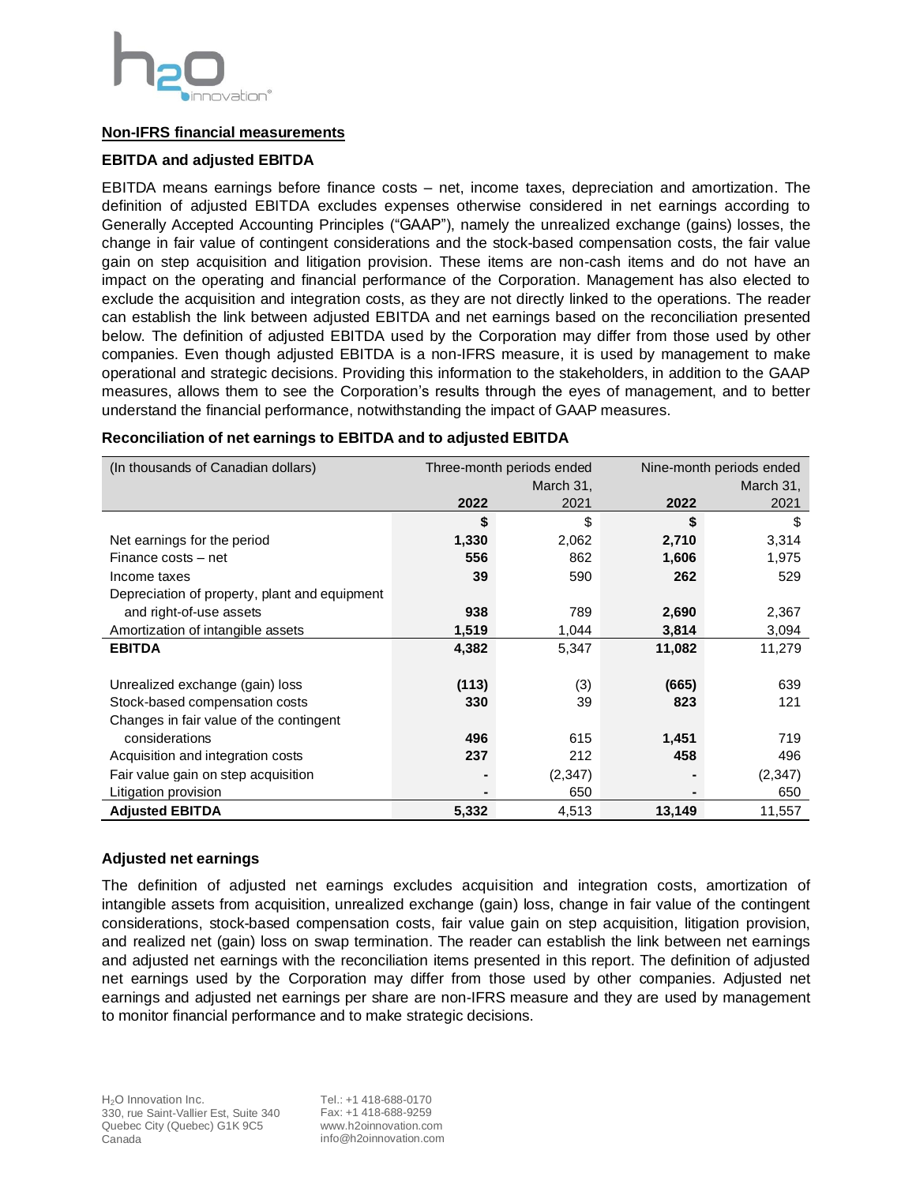## Non-IFRS financial measurements

### EBITDA and adjusted EBITDA

EBITDA means earnings before finance costs – net, income taxes, depreciation and amortization. The definition of adjusted EBITDA excludes expenses otherwise considered in net earnings according to Generally Accepted Accounting Principles ("GAAP"), namely the unrealized exchange (gains) losses, the change in fair value of contingent considerations and the stock-based compensation costs, the fair value gain on step acquisition and litigation provision. These items are non-cash items and do not have an impact on the operating and financial performance of the Corporation. Management has also elected to exclude the acquisition and integration costs, as they are not directly linked to the operations. The reader can establish the link between adjusted EBITDA and net earnings based on the reconciliation presented below. The definition of adjusted EBITDA used by the Corporation may differ from those used by other companies. Even though adjusted EBITDA is a non-IFRS measure, it is used by management to make operational and strategic decisions. Providing this information to the stakeholders, in addition to the GAAP measures, allows them to see the Corporation's results through the eyes of management, and to better understand the financial performance, notwithstanding the impact of GAAP measures.

### Reconciliation of net earnings to EBITDA and to adjusted EBITDA

| (In thousands of Canadian dollars) | Three-month periods ended March 31, | | Nine-month periods ended March 31, | |
|---|---|---|---|---|
| | **2022** | 2021 | **2022** | 2021 |
| | **$** | $ | **$** | $ |
| Net earnings for the period | **1,330** | 2,062 | **2,710** | 3,314 |
| Finance costs – net | **556** | 862 | **1,606** | 1,975 |
| Income taxes | **39** | 590 | **262** | 529 |
| Depreciation of property, plant and equipment and right-of-use assets | **938** | 789 | **2,690** | 2,367 |
| Amortization of intangible assets | **1,519** | 1,044 | **3,814** | 3,094 |
| **EBITDA** | **4,382** | 5,347 | **11,082** | 11,279 |
| | | | | |
| Unrealized exchange (gain) loss | **(113)** | (3) | **(665)** | 639 |
| Stock-based compensation costs | **330** | 39 | **823** | 121 |
| Changes in fair value of the contingent considerations | **496** | 615 | **1,451** | 719 |
| Acquisition and integration costs | **237** | 212 | **458** | 496 |
| Fair value gain on step acquisition | **-** | (2,347) | **-** | (2,347) |
| Litigation provision | **-** | 650 | **-** | 650 |
| **Adjusted EBITDA** | **5,332** | 4,513 | **13,149** | 11,557 |

### Adjusted net earnings

The definition of adjusted net earnings excludes acquisition and integration costs, amortization of intangible assets from acquisition, unrealized exchange (gain) loss, change in fair value of the contingent considerations, stock-based compensation costs, fair value gain on step acquisition, litigation provision, and realized net (gain) loss on swap termination. The reader can establish the link between net earnings and adjusted net earnings with the reconciliation items presented in this report. The definition of adjusted net earnings used by the Corporation may differ from those used by other companies. Adjusted net earnings and adjusted net earnings per share are non-IFRS measure and they are used by management to monitor financial performance and to make strategic decisions.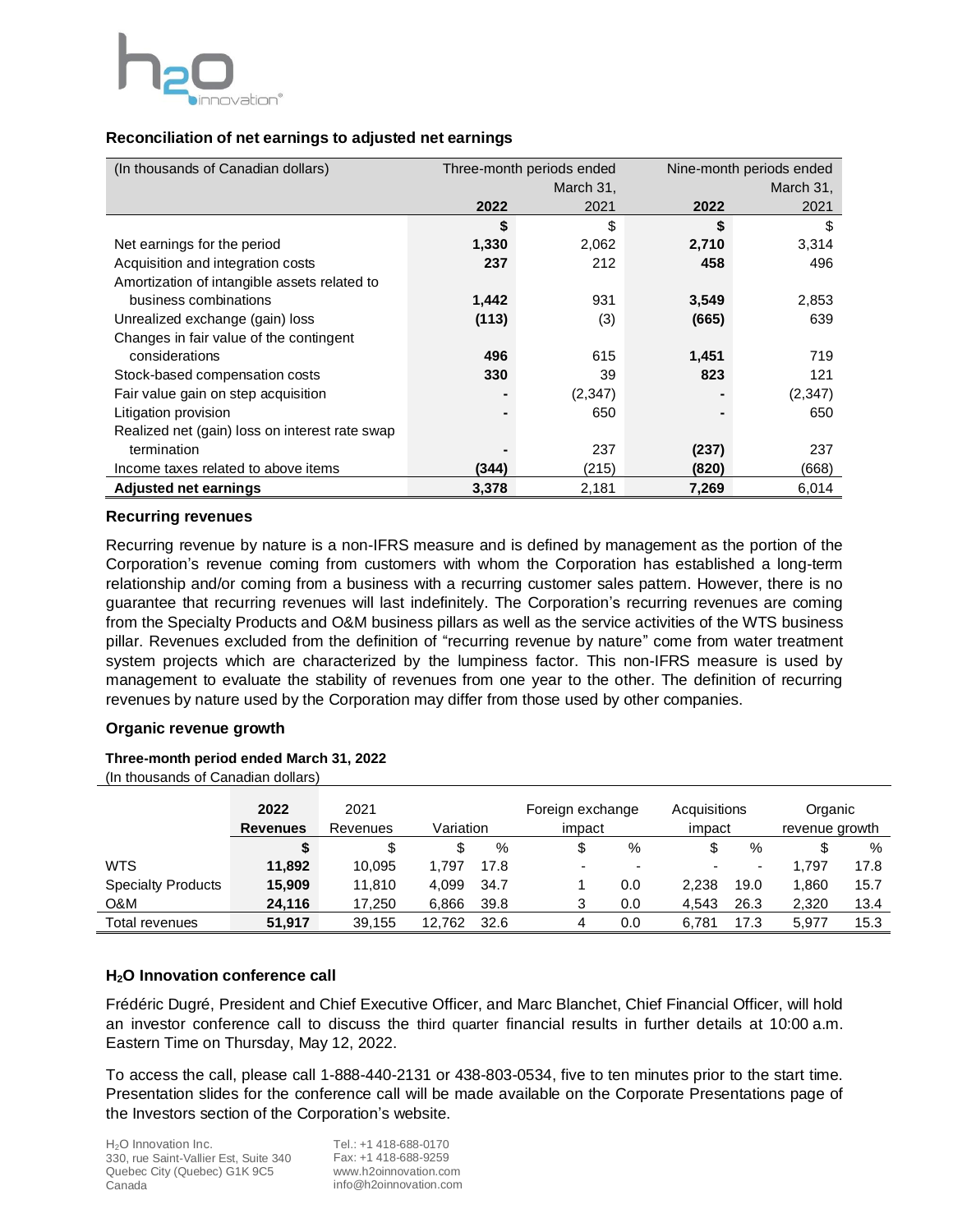### Reconciliation of net earnings to adjusted net earnings

| (In thousands of Canadian dollars) | Three-month periods ended March 31, | | Nine-month periods ended March 31, | |
|---|---|---|---|---|
| | **2022** | 2021 | **2022** | 2021 |
| | **$** | $ | **$** | $ |
| Net earnings for the period | **1,330** | 2,062 | **2,710** | 3,314 |
| Acquisition and integration costs | **237** | 212 | **458** | 496 |
| Amortization of intangible assets related to business combinations | **1,442** | 931 | **3,549** | 2,853 |
| Unrealized exchange (gain) loss | **(113)** | (3) | **(665)** | 639 |
| Changes in fair value of the contingent considerations | **496** | 615 | **1,451** | 719 |
| Stock-based compensation costs | **330** | 39 | **823** | 121 |
| Fair value gain on step acquisition | **-** | (2,347) | **-** | (2,347) |
| Litigation provision | **-** | 650 | **-** | 650 |
| Realized net (gain) loss on interest rate swap termination | **-** | 237 | **(237)** | 237 |
| Income taxes related to above items | **(344)** | (215) | **(820)** | (668) |
| **Adjusted net earnings** | **3,378** | 2,181 | **7,269** | 6,014 |

### Recurring revenues

Recurring revenue by nature is a non-IFRS measure and is defined by management as the portion of the Corporation's revenue coming from customers with whom the Corporation has established a long-term relationship and/or coming from a business with a recurring customer sales pattern. However, there is no guarantee that recurring revenues will last indefinitely. The Corporation's recurring revenues are coming from the Specialty Products and O&M business pillars as well as the service activities of the WTS business pillar. Revenues excluded from the definition of "recurring revenue by nature" come from water treatment system projects which are characterized by the lumpiness factor. This non-IFRS measure is used by management to evaluate the stability of revenues from one year to the other. The definition of recurring revenues by nature used by the Corporation may differ from those used by other companies.

### Organic revenue growth

**Three-month period ended March 31, 2022**
(In thousands of Canadian dollars)

| | **2022 Revenues** | 2021 Revenues | Variation | | Foreign exchange impact | | Acquisitions impact | | Organic revenue growth | |
|---|---|---|---|---|---|---|---|---|---|---|
| | **$** | $ | $ | % | $ | % | $ | % | $ | % |
| WTS | **11,892** | 10,095 | 1,797 | 17.8 | - | - | - | - | 1,797 | 17.8 |
| Specialty Products | **15,909** | 11,810 | 4,099 | 34.7 | 1 | 0.0 | 2,238 | 19.0 | 1,860 | 15.7 |
| O&M | **24,116** | 17,250 | 6,866 | 39.8 | 3 | 0.0 | 4,543 | 26.3 | 2,320 | 13.4 |
| Total revenues | **51,917** | 39,155 | 12,762 | 32.6 | 4 | 0.0 | 6,781 | 17.3 | 5,977 | 15.3 |

### $H_2O$ Innovation conference call

Frédéric Dugré, President and Chief Executive Officer, and Marc Blanchet, Chief Financial Officer, will hold an investor conference call to discuss the third quarter financial results in further details at 10:00 a.m. Eastern Time on Thursday, May 12, 2022.

To access the call, please call 1-888-440-2131 or 438-803-0534, five to ten minutes prior to the start time. Presentation slides for the conference call will be made available on the Corporate Presentations page of the Investors section of the Corporation's website.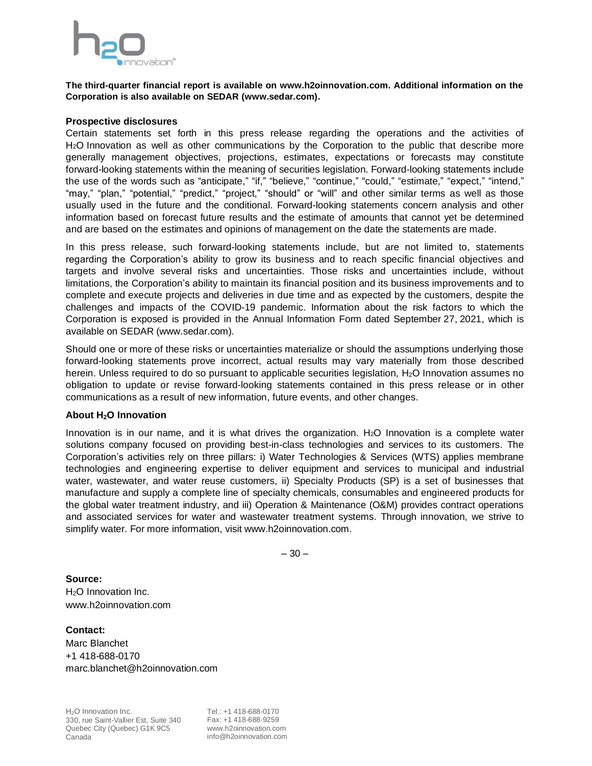**The third-quarter financial report is available on www.h2oinnovation.com. Additional information on the Corporation is also available on SEDAR (www.sedar.com).**

**Prospective disclosures**

Certain statements set forth in this press release regarding the operations and the activities of $H_2O$ Innovation as well as other communications by the Corporation to the public that describe more generally management objectives, projections, estimates, expectations or forecasts may constitute forward-looking statements within the meaning of securities legislation. Forward-looking statements include the use of the words such as "anticipate," "if," "believe," "continue," "could," "estimate," "expect," "intend," "may," "plan," "potential," "predict," "project," "should" or "will" and other similar terms as well as those usually used in the future and the conditional. Forward-looking statements concern analysis and other information based on forecast future results and the estimate of amounts that cannot yet be determined and are based on the estimates and opinions of management on the date the statements are made.

In this press release, such forward-looking statements include, but are not limited to, statements regarding the Corporation's ability to grow its business and to reach specific financial objectives and targets and involve several risks and uncertainties. Those risks and uncertainties include, without limitations, the Corporation's ability to maintain its financial position and its business improvements and to complete and execute projects and deliveries in due time and as expected by the customers, despite the challenges and impacts of the COVID-19 pandemic. Information about the risk factors to which the Corporation is exposed is provided in the Annual Information Form dated September 27, 2021, which is available on SEDAR (www.sedar.com).

Should one or more of these risks or uncertainties materialize or should the assumptions underlying those forward-looking statements prove incorrect, actual results may vary materially from those described herein. Unless required to do so pursuant to applicable securities legislation, $H_2O$ Innovation assumes no obligation to update or revise forward-looking statements contained in this press release or in other communications as a result of new information, future events, and other changes.

**About $H_2O$ Innovation**

Innovation is in our name, and it is what drives the organization. $H_2O$ Innovation is a complete water solutions company focused on providing best-in-class technologies and services to its customers. The Corporation's activities rely on three pillars: i) Water Technologies & Services (WTS) applies membrane technologies and engineering expertise to deliver equipment and services to municipal and industrial water, wastewater, and water reuse customers, ii) Specialty Products (SP) is a set of businesses that manufacture and supply a complete line of specialty chemicals, consumables and engineered products for the global water treatment industry, and iii) Operation & Maintenance (O&M) provides contract operations and associated services for water and wastewater treatment systems. Through innovation, we strive to simplify water. For more information, visit www.h2oinnovation.com.

– 30 –

**Source:**
$H_2O$ Innovation Inc.
www.h2oinnovation.com

**Contact:**
Marc Blanchet
+1 418-688-0170
marc.blanchet@h2oinnovation.com

$H_2O$ Innovation Inc.
330, rue Saint-Vallier Est, Suite 340
Quebec City (Quebec) G1K 9C5
Canada

Tel.: +1 418-688-0170
Fax: +1 418-688-9259
www.h2oinnovation.com
info@h2oinnovation.com